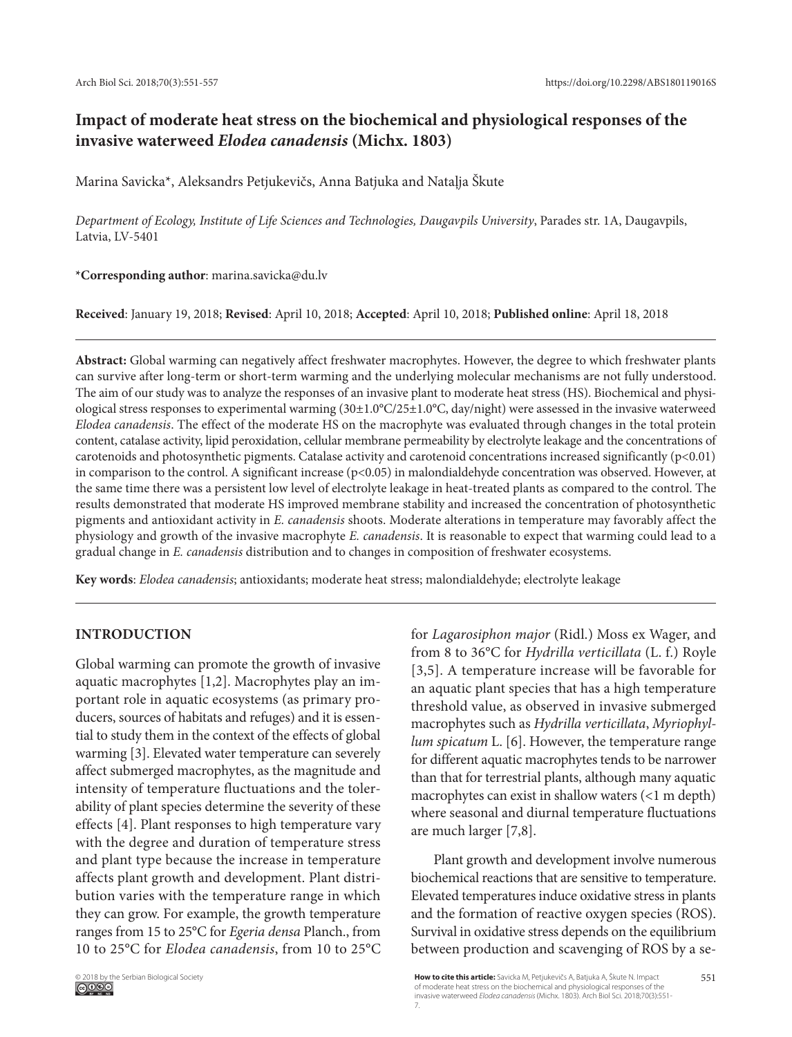# Impact of moderate heat stress on the biochemical and physiological responses of the invasive waterweed *Elodea canadensis* (Michx. 1803)

Marina Savicka*, Aleksandrs Petjukevičs, Anna Batjuka and Natalja Škute

*Department of Ecology, Institute of Life Sciences and Technologies, Daugavpils University*, Parades str. 1A, Daugavpils, Latvia, LV-5401

***Corresponding author**: marina.savicka@du.lv

**Received**: January 19, 2018; **Revised**: April 10, 2018; **Accepted**: April 10, 2018; **Published online**: April 18, 2018

**Abstract:** Global warming can negatively affect freshwater macrophytes. However, the degree to which freshwater plants can survive after long-term or short-term warming and the underlying molecular mechanisms are not fully understood. The aim of our study was to analyze the responses of an invasive plant to moderate heat stress (HS). Biochemical and physiological stress responses to experimental warming (30±1.0°C/25±1.0°C, day/night) were assessed in the invasive waterweed *Elodea canadensis*. The effect of the moderate HS on the macrophyte was evaluated through changes in the total protein content, catalase activity, lipid peroxidation, cellular membrane permeability by electrolyte leakage and the concentrations of carotenoids and photosynthetic pigments. Catalase activity and carotenoid concentrations increased significantly ($p<0.01$) in comparison to the control. A significant increase ($p<0.05$) in malondialdehyde concentration was observed. However, at the same time there was a persistent low level of electrolyte leakage in heat-treated plants as compared to the control. The results demonstrated that moderate HS improved membrane stability and increased the concentration of photosynthetic pigments and antioxidant activity in *E. canadensis* shoots. Moderate alterations in temperature may favorably affect the physiology and growth of the invasive macrophyte *E. canadensis*. It is reasonable to expect that warming could lead to a gradual change in *E. canadensis* distribution and to changes in composition of freshwater ecosystems.

**Key words**: *Elodea canadensis*; antioxidants; moderate heat stress; malondialdehyde; electrolyte leakage

## INTRODUCTION

Global warming can promote the growth of invasive aquatic macrophytes [1,2]. Macrophytes play an important role in aquatic ecosystems (as primary producers, sources of habitats and refuges) and it is essential to study them in the context of the effects of global warming [3]. Elevated water temperature can severely affect submerged macrophytes, as the magnitude and intensity of temperature fluctuations and the tolerability of plant species determine the severity of these effects [4]. Plant responses to high temperature vary with the degree and duration of temperature stress and plant type because the increase in temperature affects plant growth and development. Plant distribution varies with the temperature range in which they can grow. For example, the growth temperature ranges from 15 to 25°C for *Egeria densa* Planch., from 10 to 25°C for *Elodea canadensis*, from 10 to 25°C for *Lagarosiphon major* (Ridl.) Moss ex Wager, and from 8 to 36°C for *Hydrilla verticillata* (L. f.) Royle [3,5]. A temperature increase will be favorable for an aquatic plant species that has a high temperature threshold value, as observed in invasive submerged macrophytes such as *Hydrilla verticillata*, *Myriophyllum spicatum* L. [6]. However, the temperature range for different aquatic macrophytes tends to be narrower than that for terrestrial plants, although many aquatic macrophytes can exist in shallow waters (<1 m depth) where seasonal and diurnal temperature fluctuations are much larger [7,8].

Plant growth and development involve numerous biochemical reactions that are sensitive to temperature. Elevated temperatures induce oxidative stress in plants and the formation of reactive oxygen species (ROS). Survival in oxidative stress depends on the equilibrium between production and scavenging of ROS by a se-

© 2018 by the Serbian Biological Society

**How to cite this article:** Savicka M, Petjukevičs A, Batjuka A, Škute N. Impact of moderate heat stress on the biochemical and physiological responses of the invasive waterweed *Elodea canadensis* (Michx. 1803). Arch Biol Sci. 2018;70(3):551-7.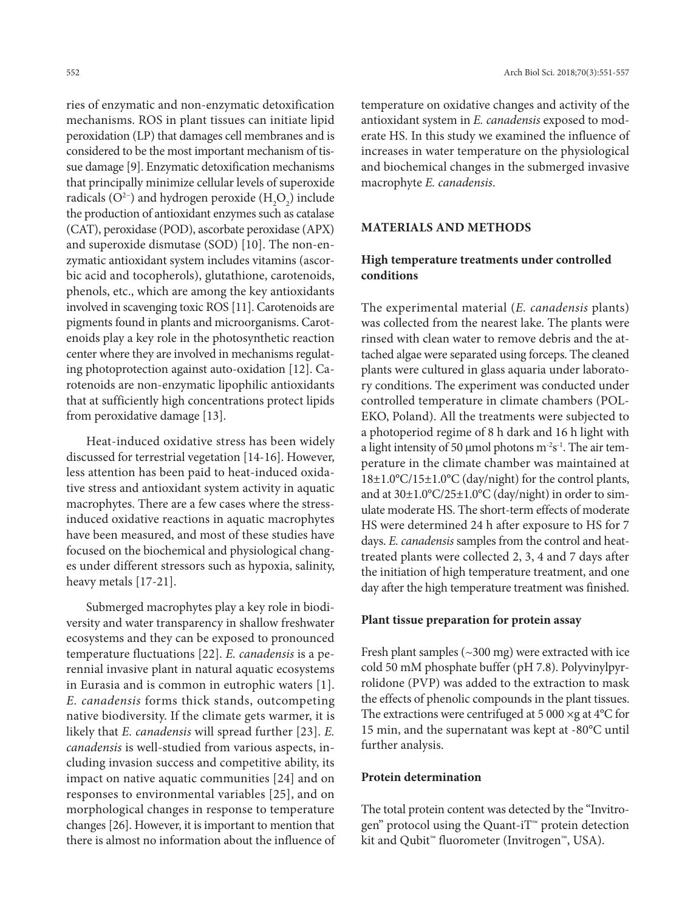ries of enzymatic and non-enzymatic detoxification mechanisms. ROS in plant tissues can initiate lipid peroxidation (LP) that damages cell membranes and is considered to be the most important mechanism of tissue damage [9]. Enzymatic detoxification mechanisms that principally minimize cellular levels of superoxide radicals ($O^{2-}$) and hydrogen peroxide ($H_2O_2$) include the production of antioxidant enzymes such as catalase (CAT), peroxidase (POD), ascorbate peroxidase (APX) and superoxide dismutase (SOD) [10]. The non-enzymatic antioxidant system includes vitamins (ascorbic acid and tocopherols), glutathione, carotenoids, phenols, etc., which are among the key antioxidants involved in scavenging toxic ROS [11]. Carotenoids are pigments found in plants and microorganisms. Carotenoids play a key role in the photosynthetic reaction center where they are involved in mechanisms regulating photoprotection against auto-oxidation [12]. Carotenoids are non-enzymatic lipophilic antioxidants that at sufficiently high concentrations protect lipids from peroxidative damage [13].

Heat-induced oxidative stress has been widely discussed for terrestrial vegetation [14-16]. However, less attention has been paid to heat-induced oxidative stress and antioxidant system activity in aquatic macrophytes. There are a few cases where the stress-induced oxidative reactions in aquatic macrophytes have been measured, and most of these studies have focused on the biochemical and physiological changes under different stressors such as hypoxia, salinity, heavy metals [17-21].

Submerged macrophytes play a key role in biodiversity and water transparency in shallow freshwater ecosystems and they can be exposed to pronounced temperature fluctuations [22]. *E. canadensis* is a perennial invasive plant in natural aquatic ecosystems in Eurasia and is common in eutrophic waters [1]. *E. canadensis* forms thick stands, outcompeting native biodiversity. If the climate gets warmer, it is likely that *E. canadensis* will spread further [23]. *E. canadensis* is well-studied from various aspects, including invasion success and competitive ability, its impact on native aquatic communities [24] and on responses to environmental variables [25], and on morphological changes in response to temperature changes [26]. However, it is important to mention that there is almost no information about the influence of temperature on oxidative changes and activity of the antioxidant system in *E. canadensis* exposed to moderate HS. In this study we examined the influence of increases in water temperature on the physiological and biochemical changes in the submerged invasive macrophyte *E. canadensis*.

## MATERIALS AND METHODS

### High temperature treatments under controlled conditions

The experimental material (*E. canadensis* plants) was collected from the nearest lake. The plants were rinsed with clean water to remove debris and the attached algae were separated using forceps. The cleaned plants were cultured in glass aquaria under laboratory conditions. The experiment was conducted under controlled temperature in climate chambers (POL-EKO, Poland). All the treatments were subjected to a photoperiod regime of 8 h dark and 16 h light with a light intensity of 50 μmol photons $m^{-2}s^{-1}$. The air temperature in the climate chamber was maintained at 18±1.0°C/15±1.0°C (day/night) for the control plants, and at 30±1.0°C/25±1.0°C (day/night) in order to simulate moderate HS. The short-term effects of moderate HS were determined 24 h after exposure to HS for 7 days. *E. canadensis* samples from the control and heat-treated plants were collected 2, 3, 4 and 7 days after the initiation of high temperature treatment, and one day after the high temperature treatment was finished.

### Plant tissue preparation for protein assay

Fresh plant samples (~300 mg) were extracted with ice cold 50 mM phosphate buffer (pH 7.8). Polyvinylpyrrolidone (PVP) was added to the extraction to mask the effects of phenolic compounds in the plant tissues. The extractions were centrifuged at 5 000 ×g at 4°C for 15 min, and the supernatant was kept at -80°C until further analysis.

### Protein determination

The total protein content was detected by the "Invitrogen" protocol using the Quant-iT™ protein detection kit and Qubit™ fluorometer (Invitrogen™, USA).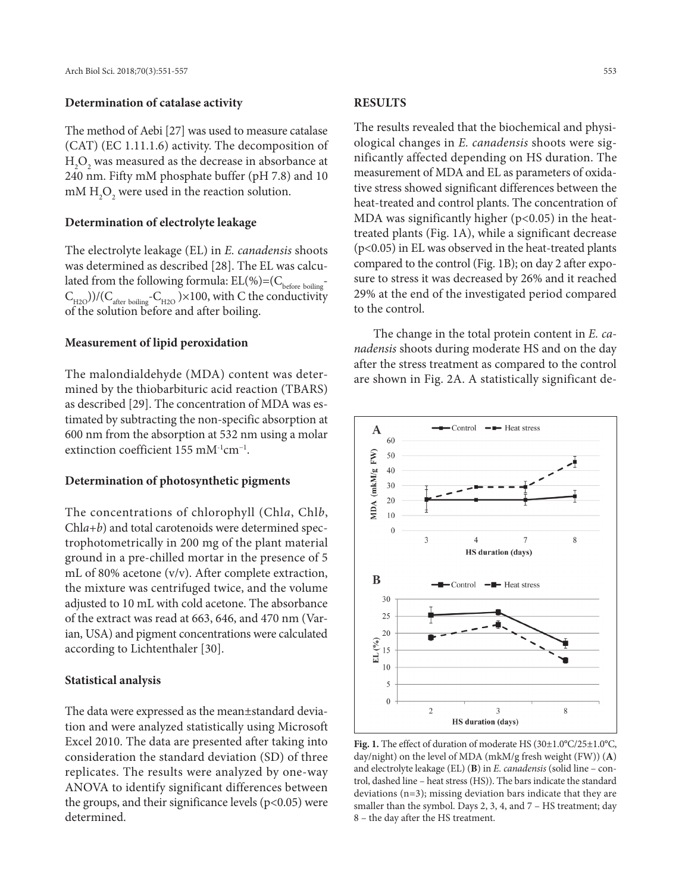### Determination of catalase activity

The method of Aebi [27] was used to measure catalase (CAT) (EC 1.11.1.6) activity. The decomposition of $H_2O_2$ was measured as the decrease in absorbance at 240 nm. Fifty mM phosphate buffer (pH 7.8) and 10 mM $H_2O_2$ were used in the reaction solution.

### Determination of electrolyte leakage

The electrolyte leakage (EL) in *E. canadensis* shoots was determined as described [28]. The EL was calculated from the following formula: $EL(\%)=(C_{before\ boiling}-C_{H2O}))/(C_{after\ boiling}-C_{H2O})\times 100$, with C the conductivity of the solution before and after boiling.

### Measurement of lipid peroxidation

The malondialdehyde (MDA) content was determined by the thiobarbituric acid reaction (TBARS) as described [29]. The concentration of MDA was estimated by subtracting the non-specific absorption at 600 nm from the absorption at 532 nm using a molar extinction coefficient 155 $mM^{-1}cm^{-1}$.

### Determination of photosynthetic pigments

The concentrations of chlorophyll (Chl*a*, Chl*b*, Chl*a*+*b*) and total carotenoids were determined spectrophotometrically in 200 mg of the plant material ground in a pre-chilled mortar in the presence of 5 mL of 80% acetone (v/v). After complete extraction, the mixture was centrifuged twice, and the volume adjusted to 10 mL with cold acetone. The absorbance of the extract was read at 663, 646, and 470 nm (Varian, USA) and pigment concentrations were calculated according to Lichtenthaler [30].

### Statistical analysis

The data were expressed as the mean±standard deviation and were analyzed statistically using Microsoft Excel 2010. The data are presented after taking into consideration the standard deviation (SD) of three replicates. The results were analyzed by one-way ANOVA to identify significant differences between the groups, and their significance levels ($p<0.05$) were determined.

## RESULTS

The results revealed that the biochemical and physiological changes in *E. canadensis* shoots were significantly affected depending on HS duration. The measurement of MDA and EL as parameters of oxidative stress showed significant differences between the heat-treated and control plants. The concentration of MDA was significantly higher ($p<0.05$) in the heat-treated plants (Fig. 1A), while a significant decrease ($p<0.05$) in EL was observed in the heat-treated plants compared to the control (Fig. 1B); on day 2 after exposure to stress it was decreased by 26% and it reached 29% at the end of the investigated period compared to the control.

The change in the total protein content in *E. canadensis* shoots during moderate HS and on the day after the stress treatment as compared to the control are shown in Fig. 2A. A statistically significant de-

**Fig. 1.** The effect of duration of moderate HS (30±1.0°C/25±1.0°C, day/night) on the level of MDA (mkM/g fresh weight (FW)) (**A**) and electrolyte leakage (EL) (**B**) in *E. canadensis* (solid line – control, dashed line – heat stress (HS)). The bars indicate the standard deviations (n=3); missing deviation bars indicate that they are smaller than the symbol. Days 2, 3, 4, and 7 – HS treatment; day 8 – the day after the HS treatment.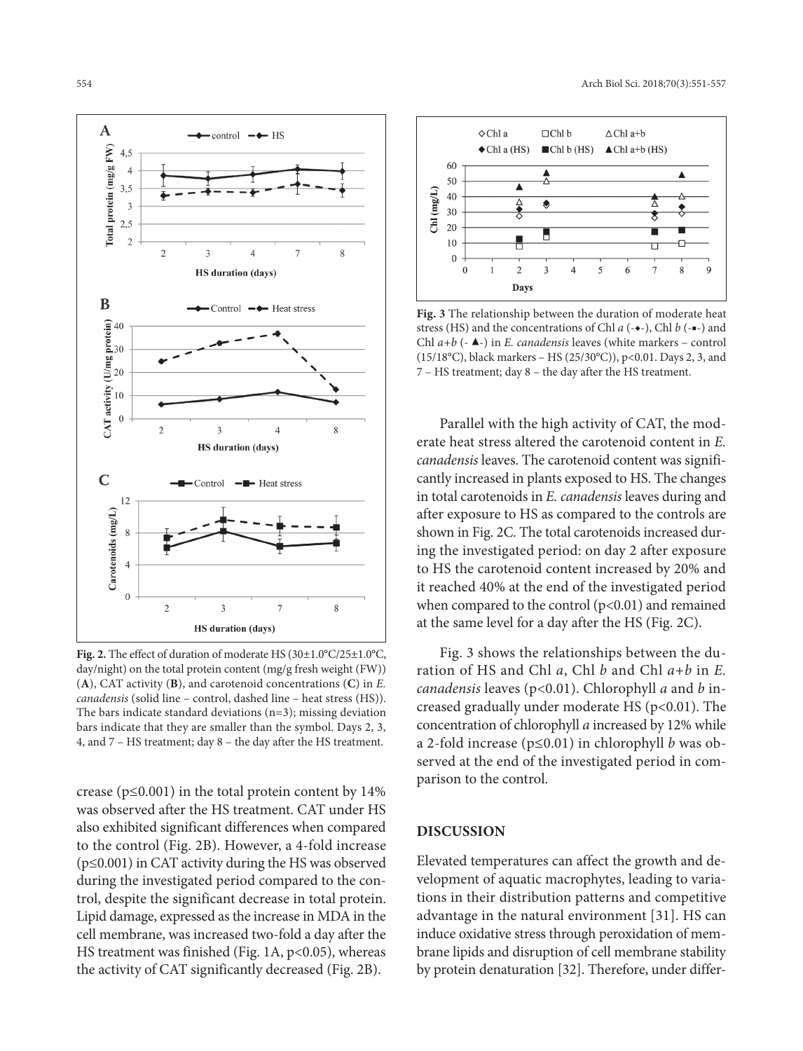**Fig. 2.** The effect of duration of moderate HS (30±1.0°C/25±1.0°C, day/night) on the total protein content (mg/g fresh weight (FW)) (**A**), CAT activity (**B**), and carotenoid concentrations (**C**) in *E. canadensis* (solid line – control, dashed line – heat stress (HS)). The bars indicate standard deviations (n=3); missing deviation bars indicate that they are smaller than the symbol. Days 2, 3, 4, and 7 – HS treatment; day 8 – the day after the HS treatment.

crease ($p \leq 0.001$) in the total protein content by 14% was observed after the HS treatment. CAT under HS also exhibited significant differences when compared to the control (Fig. 2B). However, a 4-fold increase ($p \leq 0.001$) in CAT activity during the HS was observed during the investigated period compared to the control, despite the significant decrease in total protein. Lipid damage, expressed as the increase in MDA in the cell membrane, was increased two-fold a day after the HS treatment was finished (Fig. 1A, $p<0.05$), whereas the activity of CAT significantly decreased (Fig. 2B).

**Fig. 3** The relationship between the duration of moderate heat stress (HS) and the concentrations of Chl *a* (-◆-), Chl *b* (-■-) and Chl *a+b* (- ▲-) in *E. canadensis* leaves (white markers – control (15/18°C), black markers – HS (25/30°C)), $p<0.01$. Days 2, 3, and 7 – HS treatment; day 8 – the day after the HS treatment.

Parallel with the high activity of CAT, the moderate heat stress (HS) altered the carotenoid content in *E. canadensis* leaves. The carotenoid content was significantly increased in plants exposed to HS. The changes in total carotenoids in *E. canadensis* leaves during and after exposure to HS as compared to the controls are shown in Fig. 2C. The total carotenoids increased during the investigated period: on day 2 after exposure to HS the carotenoid content increased by 20% and it reached 40% at the end of the investigated period when compared to the control ($p<0.01$) and remained at the same level for a day after the HS (Fig. 2C).

Fig. 3 shows the relationships between the duration of HS and Chl *a*, Chl *b* and Chl *a+b* in *E. canadensis* leaves ($p<0.01$). Chlorophyll *a* and *b* increased gradually under moderate HS ($p<0.01$). The concentration of chlorophyll *a* increased by 12% while a 2-fold increase ($p \leq 0.01$) in chlorophyll *b* was observed at the end of the investigated period in comparison to the control.

## DISCUSSION

Elevated temperatures can affect the growth and development of aquatic macrophytes, leading to variations in their distribution patterns and competitive advantage in the natural environment [31]. HS can induce oxidative stress through peroxidation of membrane lipids and disruption of cell membrane stability by protein denaturation [32]. Therefore, under differ-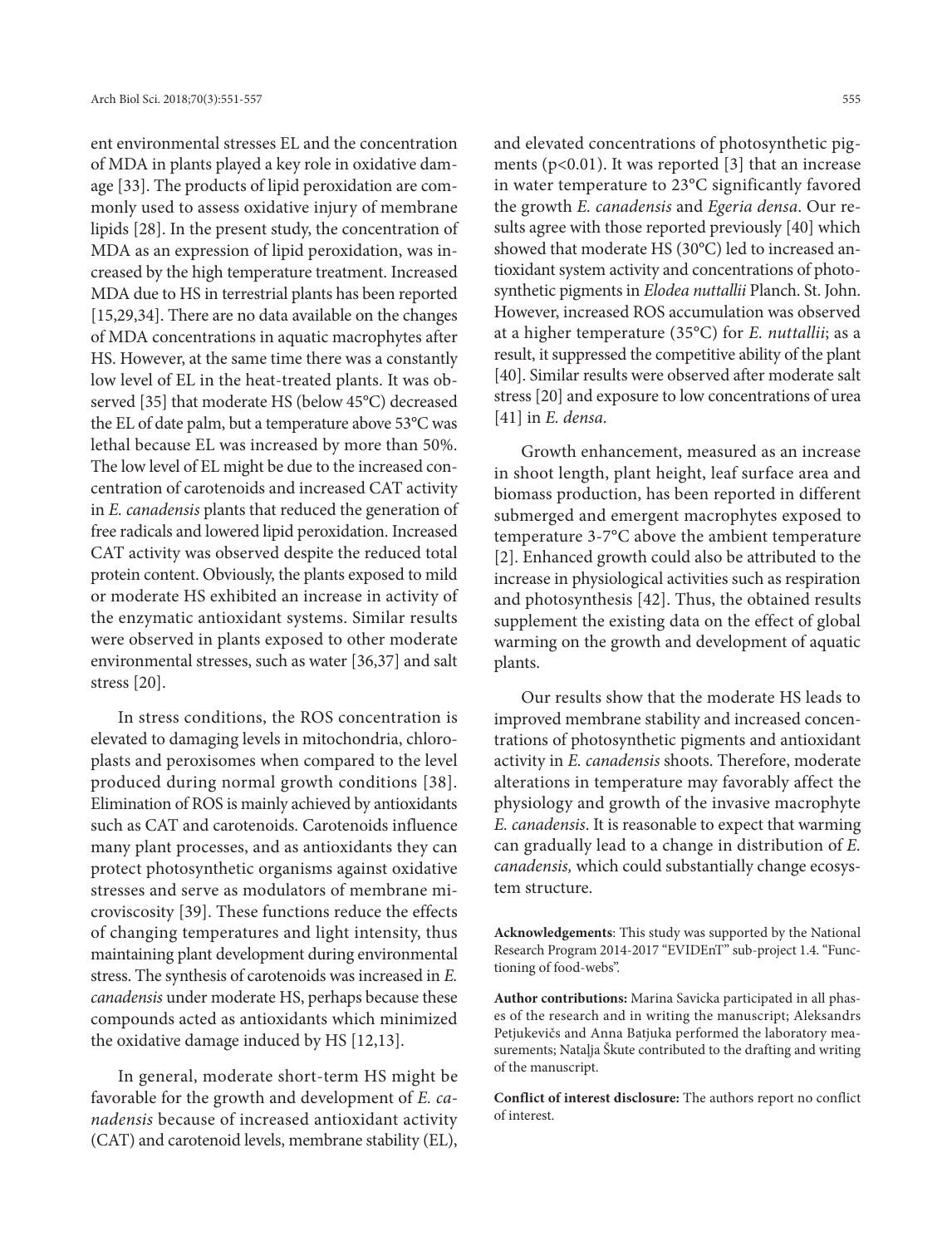ent environmental stresses EL and the concentration of MDA in plants played a key role in oxidative damage [33]. The products of lipid peroxidation are commonly used to assess oxidative injury of membrane lipids [28]. In the present study, the concentration of MDA as an expression of lipid peroxidation, was increased by the high temperature treatment. Increased MDA due to HS in terrestrial plants has been reported [15,29,34]. There are no data available on the changes of MDA concentrations in aquatic macrophytes after HS. However, at the same time there was a constantly low level of EL in the heat-treated plants. It was observed [35] that moderate HS (below 45°C) decreased the EL of date palm, but a temperature above 53°C was lethal because EL was increased by more than 50%. The low level of EL might be due to the increased concentration of carotenoids and increased CAT activity in *E. canadensis* plants that reduced the generation of free radicals and lowered lipid peroxidation. Increased CAT activity was observed despite the reduced total protein content. Obviously, the plants exposed to mild or moderate HS exhibited an increase in activity of the enzymatic antioxidant systems. Similar results were observed in plants exposed to other moderate environmental stresses, such as water [36,37] and salt stress [20].

In stress conditions, the ROS concentration is elevated to damaging levels in mitochondria, chloroplasts and peroxisomes when compared to the level produced during normal growth conditions [38]. Elimination of ROS is mainly achieved by antioxidants such as CAT and carotenoids. Carotenoids influence many plant processes, and as antioxidants they can protect photosynthetic organisms against oxidative stresses and serve as modulators of membrane microviscosity [39]. These functions reduce the effects of changing temperatures and light intensity, thus maintaining plant development during environmental stress. The synthesis of carotenoids was increased in *E. canadensis* under moderate HS, perhaps because these compounds acted as antioxidants which minimized the oxidative damage induced by HS [12,13].

In general, moderate short-term HS might be favorable for the growth and development of *E. canadensis* because of increased antioxidant activity (CAT) and carotenoid levels, membrane stability (EL), and elevated concentrations of photosynthetic pigments ($p<0.01$). It was reported [3] that an increase in water temperature to 23°C significantly favored the growth *E. canadensis* and *Egeria densa*. Our results agree with those reported previously [40] which showed that moderate HS (30°C) led to increased antioxidant system activity and concentrations of photosynthetic pigments in *Elodea nuttallii* Planch. St. John. However, increased ROS accumulation was observed at a higher temperature (35°C) for *E. nuttallii*; as a result, it suppressed the competitive ability of the plant [40]. Similar results were observed after moderate salt stress [20] and exposure to low concentrations of urea [41] in *E. densa*.

Growth enhancement, measured as an increase in shoot length, plant height, leaf surface area and biomass production, has been reported in different submerged and emergent macrophytes exposed to temperature 3-7°C above the ambient temperature [2]. Enhanced growth could also be attributed to the increase in physiological activities such as respiration and photosynthesis [42]. Thus, the obtained results supplement the existing data on the effect of global warming on the growth and development of aquatic plants.

Our results show that the moderate HS leads to improved membrane stability and increased concentrations of photosynthetic pigments and antioxidant activity in *E. canadensis* shoots. Therefore, moderate alterations in temperature may favorably affect the physiology and growth of the invasive macrophyte *E. canadensis*. It is reasonable to expect that warming can gradually lead to a change in distribution of *E. canadensis,* which could substantially change ecosystem structure.

**Acknowledgements**: This study was supported by the National Research Program 2014-2017 "EVIDEnT" sub-project 1.4. "Functioning of food-webs".

**Author contributions:** Marina Savicka participated in all phases of the research and in writing the manuscript; Aleksandrs Petjukevičs and Anna Batjuka performed the laboratory measurements; Natalja Škute contributed to the drafting and writing of the manuscript.

**Conflict of interest disclosure:** The authors report no conflict of interest.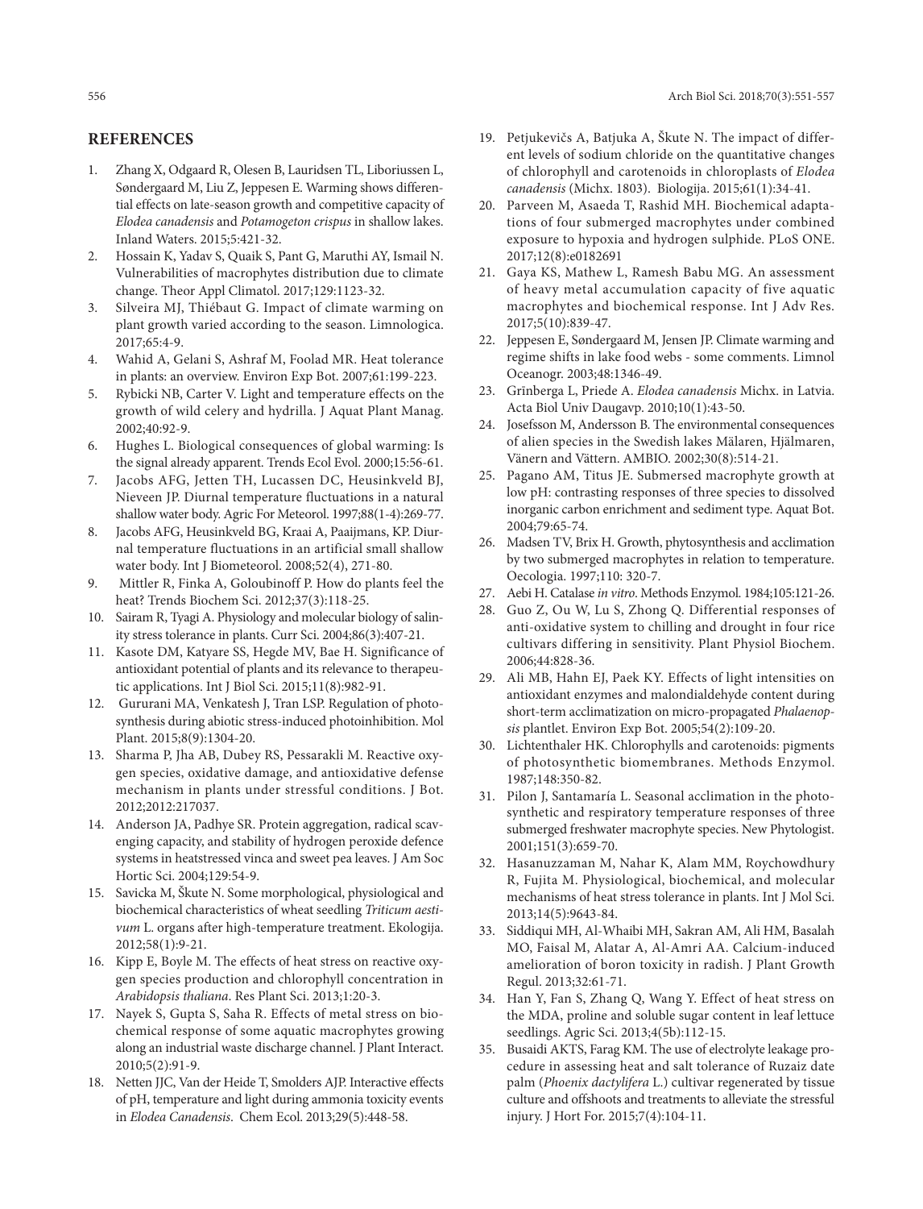## REFERENCES

1. Zhang X, Odgaard R, Olesen B, Lauridsen TL, Liboriussen L, Søndergaard M, Liu Z, Jeppesen E. Warming shows differential effects on late-season growth and competitive capacity of *Elodea canadensis* and *Potamogeton crispus* in shallow lakes. Inland Waters. 2015;5:421-32.
2. Hossain K, Yadav S, Quaik S, Pant G, Maruthi AY, Ismail N. Vulnerabilities of macrophytes distribution due to climate change. Theor Appl Climatol. 2017;129:1123-32.
3. Silveira MJ, Thiébaut G. Impact of climate warming on plant growth varied according to the season. Limnologica. 2017;65:4-9.
4. Wahid A, Gelani S, Ashraf M, Foolad MR. Heat tolerance in plants: an overview. Environ Exp Bot. 2007;61:199-223.
5. Rybicki NB, Carter V. Light and temperature effects on the growth of wild celery and hydrilla. J Aquat Plant Manag. 2002;40:92-9.
6. Hughes L. Biological consequences of global warming: Is the signal already apparent. Trends Ecol Evol. 2000;15:56-61.
7. Jacobs AFG, Jetten TH, Lucassen DC, Heusinkveld BJ, Nieveen JP. Diurnal temperature fluctuations in a natural shallow water body. Agric For Meteorol. 1997;88(1-4):269-77.
8. Jacobs AFG, Heusinkveld BG, Kraai A, Paaijmans, KP. Diurnal temperature fluctuations in an artificial small shallow water body. Int J Biometeorol. 2008;52(4), 271-80.
9. Mittler R, Finka A, Goloubinoff P. How do plants feel the heat? Trends Biochem Sci. 2012;37(3):118-25.
10. Sairam R, Tyagi A. Physiology and molecular biology of salinity stress tolerance in plants. Curr Sci. 2004;86(3):407-21.
11. Kasote DM, Katyare SS, Hegde MV, Bae H. Significance of antioxidant potential of plants and its relevance to therapeutic applications. Int J Biol Sci. 2015;11(8):982-91.
12. Gururani MA, Venkatesh J, Tran LSP. Regulation of photosynthesis during abiotic stress-induced photoinhibition. Mol Plant. 2015;8(9):1304-20.
13. Sharma P, Jha AB, Dubey RS, Pessarakli M. Reactive oxygen species, oxidative damage, and antioxidative defense mechanism in plants under stressful conditions. J Bot. 2012;2012:217037.
14. Anderson JA, Padhye SR. Protein aggregation, radical scavenging capacity, and stability of hydrogen peroxide defence systems in heatstressed vinca and sweet pea leaves. J Am Soc Hortic Sci. 2004;129:54-9.
15. Savicka M, Škute N. Some morphological, physiological and biochemical characteristics of wheat seedling *Triticum aestivum* L. organs after high-temperature treatment. Ekologija. 2012;58(1):9-21.
16. Kipp E, Boyle M. The effects of heat stress on reactive oxygen species production and chlorophyll concentration in *Arabidopsis thaliana*. Res Plant Sci. 2013;1:20-3.
17. Nayek S, Gupta S, Saha R. Effects of metal stress on biochemical response of some aquatic macrophytes growing along an industrial waste discharge channel. J Plant Interact. 2010;5(2):91-9.
18. Netten JJC, Van der Heide T, Smolders AJP. Interactive effects of pH, temperature and light during ammonia toxicity events in *Elodea Canadensis*. Chem Ecol. 2013;29(5):448-58.
19. Petjukevičs A, Batjuka A, Škute N. The impact of different levels of sodium chloride on the quantitative changes of chlorophyll and carotenoids in chloroplasts of *Elodea canadensis* (Michx. 1803). Biologija. 2015;61(1):34-41.
20. Parveen M, Asaeda T, Rashid MH. Biochemical adaptations of four submerged macrophytes under combined exposure to hypoxia and hydrogen sulphide. PLoS ONE. 2017;12(8):e0182691
21. Gaya KS, Mathew L, Ramesh Babu MG. An assessment of heavy metal accumulation capacity of five aquatic macrophytes and biochemical response. Int J Adv Res. 2017;5(10):839-47.
22. Jeppesen E, Søndergaard M, Jensen JP. Climate warming and regime shifts in lake food webs - some comments. Limnol Oceanogr. 2003;48:1346-49.
23. Grīnberga L, Priede A. *Elodea canadensis* Michx. in Latvia. Acta Biol Univ Daugavp. 2010;10(1):43-50.
24. Josefsson M, Andersson B. The environmental consequences of alien species in the Swedish lakes Mälaren, Hjälmaren, Vänern and Vättern. AMBIO. 2002;30(8):514-21.
25. Pagano AM, Titus JE. Submersed macrophyte growth at low pH: contrasting responses of three species to dissolved inorganic carbon enrichment and sediment type. Aquat Bot. 2004;79:65-74.
26. Madsen TV, Brix H. Growth, phytosynthesis and acclimation by two submerged macrophytes in relation to temperature. Oecologia. 1997;110: 320-7.
27. Aebi H. Catalase *in vitro*. Methods Enzymol. 1984;105:121-26.
28. Guo Z, Ou W, Lu S, Zhong Q. Differential responses of anti-oxidative system to chilling and drought in four rice cultivars differing in sensitivity. Plant Physiol Biochem. 2006;44:828-36.
29. Ali MB, Hahn EJ, Paek KY. Effects of light intensities on antioxidant enzymes and malondialdehyde content during short-term acclimatization on micro-propagated *Phalaenopsis* plantlet. Environ Exp Bot. 2005;54(2):109-20.
30. Lichtenthaler HK. Chlorophylls and carotenoids: pigments of photosynthetic biomembranes. Methods Enzymol. 1987;148:350-82.
31. Pilon J, Santamaría L. Seasonal acclimation in the photosynthetic and respiratory temperature responses of three submerged freshwater macrophyte species. New Phytologist. 2001;151(3):659-70.
32. Hasanuzzaman M, Nahar K, Alam MM, Roychowdhury R, Fujita M. Physiological, biochemical, and molecular mechanisms of heat stress tolerance in plants. Int J Mol Sci. 2013;14(5):9643-84.
33. Siddiqui MH, Al-Whaibi MH, Sakran AM, Ali HM, Basalah MO, Faisal M, Alatar A, Al-Amri AA. Calcium-induced amelioration of boron toxicity in radish. J Plant Growth Regul. 2013;32:61-71.
34. Han Y, Fan S, Zhang Q, Wang Y. Effect of heat stress on the MDA, proline and soluble sugar content in leaf lettuce seedlings. Agric Sci. 2013;4(5b):112-15.
35. Busaidi AKTS, Farag KM. The use of electrolyte leakage procedure in assessing heat and salt tolerance of Ruzaiz date palm (*Phoenix dactylifera* L.) cultivar regenerated by tissue culture and offshoots and treatments to alleviate the stressful injury. J Hort For. 2015;7(4):104-11.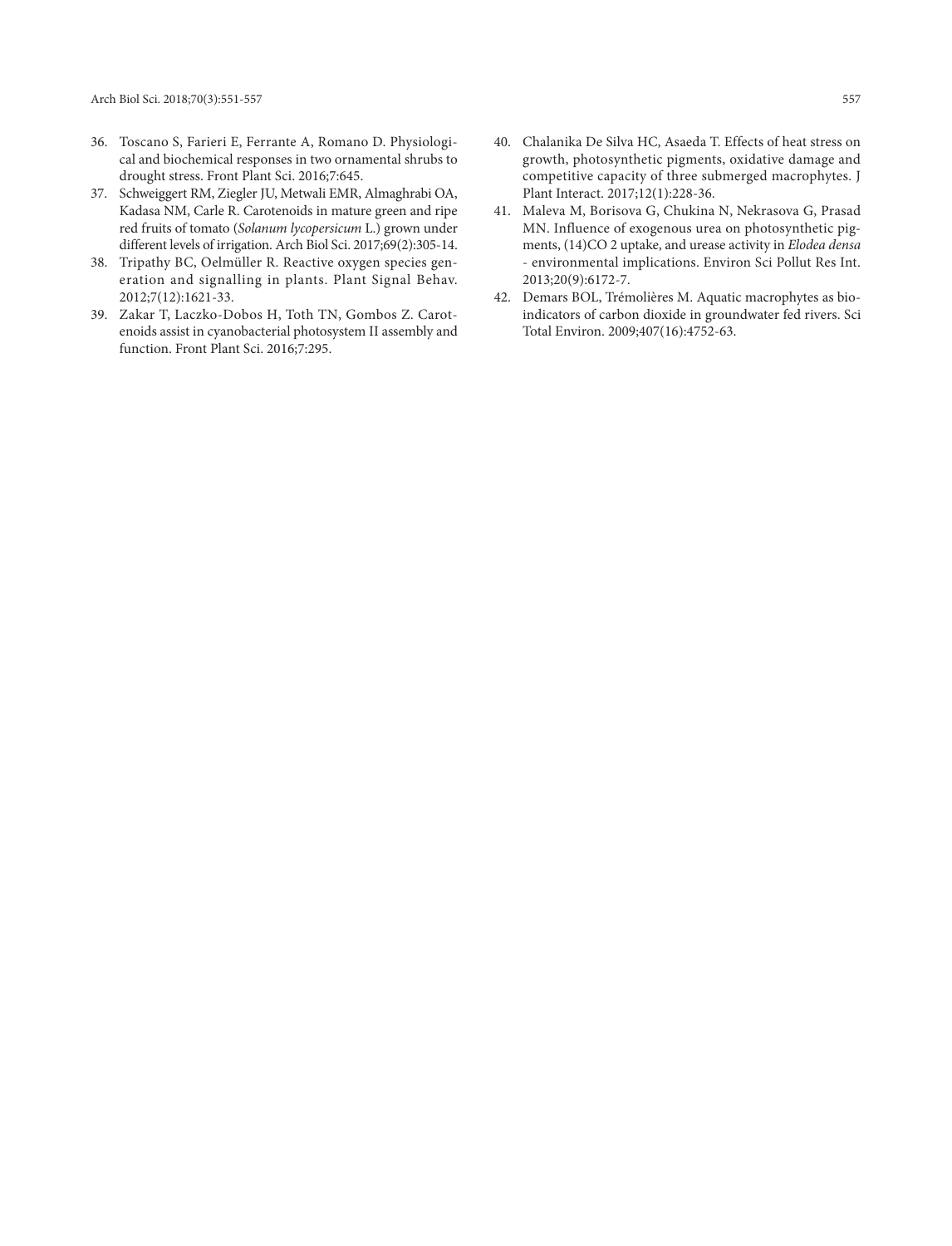36. Toscano S, Farieri E, Ferrante A, Romano D. Physiological and biochemical responses in two ornamental shrubs to drought stress. Front Plant Sci. 2016;7:645.
37. Schweiggert RM, Ziegler JU, Metwali EMR, Almaghrabi OA, Kadasa NM, Carle R. Carotenoids in mature green and ripe red fruits of tomato (*Solanum lycopersicum* L.) grown under different levels of irrigation. Arch Biol Sci. 2017;69(2):305-14.
38. Tripathy BC, Oelmüller R. Reactive oxygen species generation and signalling in plants. Plant Signal Behav. 2012;7(12):1621-33.
39. Zakar T, Laczko-Dobos H, Toth TN, Gombos Z. Carotenoids assist in cyanobacterial photosystem II assembly and function. Front Plant Sci. 2016;7:295.
40. Chalanika De Silva HC, Asaeda T. Effects of heat stress on growth, photosynthetic pigments, oxidative damage and competitive capacity of three submerged macrophytes. J Plant Interact. 2017;12(1):228-36.
41. Maleva M, Borisova G, Chukina N, Nekrasova G, Prasad MN. Influence of exogenous urea on photosynthetic pigments, (14)CO 2 uptake, and urease activity in *Elodea densa* - environmental implications. Environ Sci Pollut Res Int. 2013;20(9):6172-7.
42. Demars BOL, Trémolières M. Aquatic macrophytes as bioindicators of carbon dioxide in groundwater fed rivers. Sci Total Environ. 2009;407(16):4752-63.